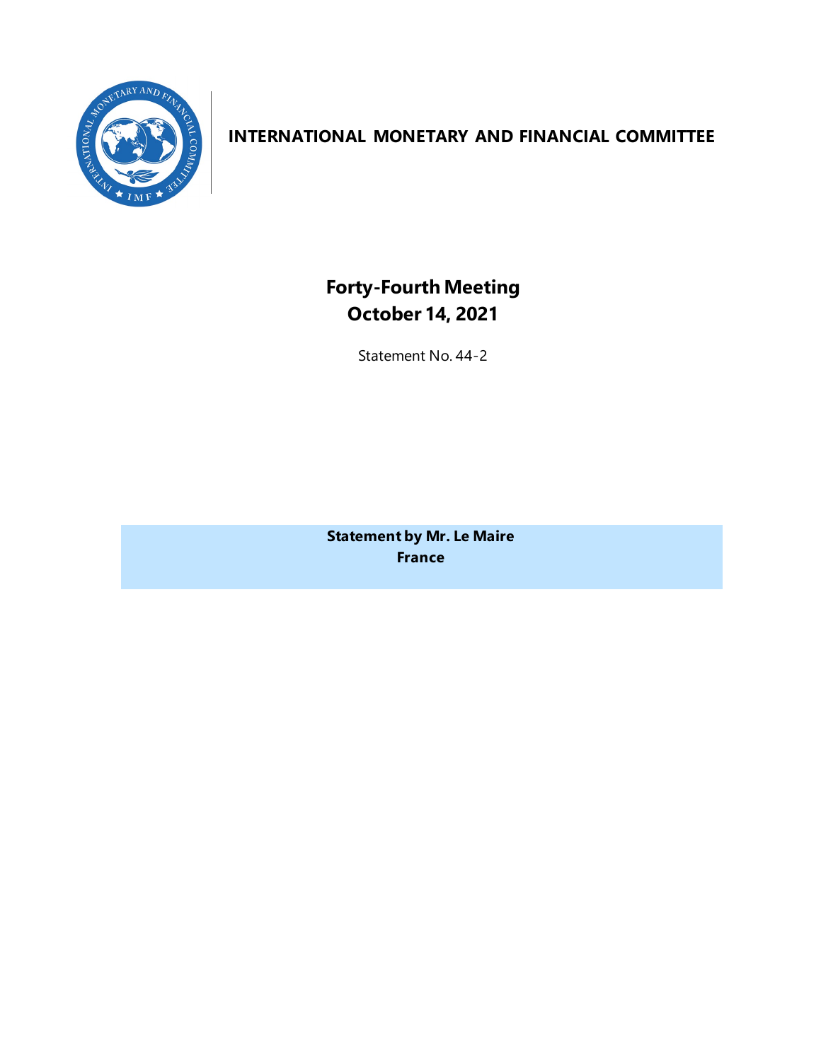# INTERNATIONAL MONETARY AND FINANCIAL COMMITTEE

## Forty-Fourth Meeting
## October 14, 2021

Statement No. 44-2

**Statement by Mr. Le Maire**
**France**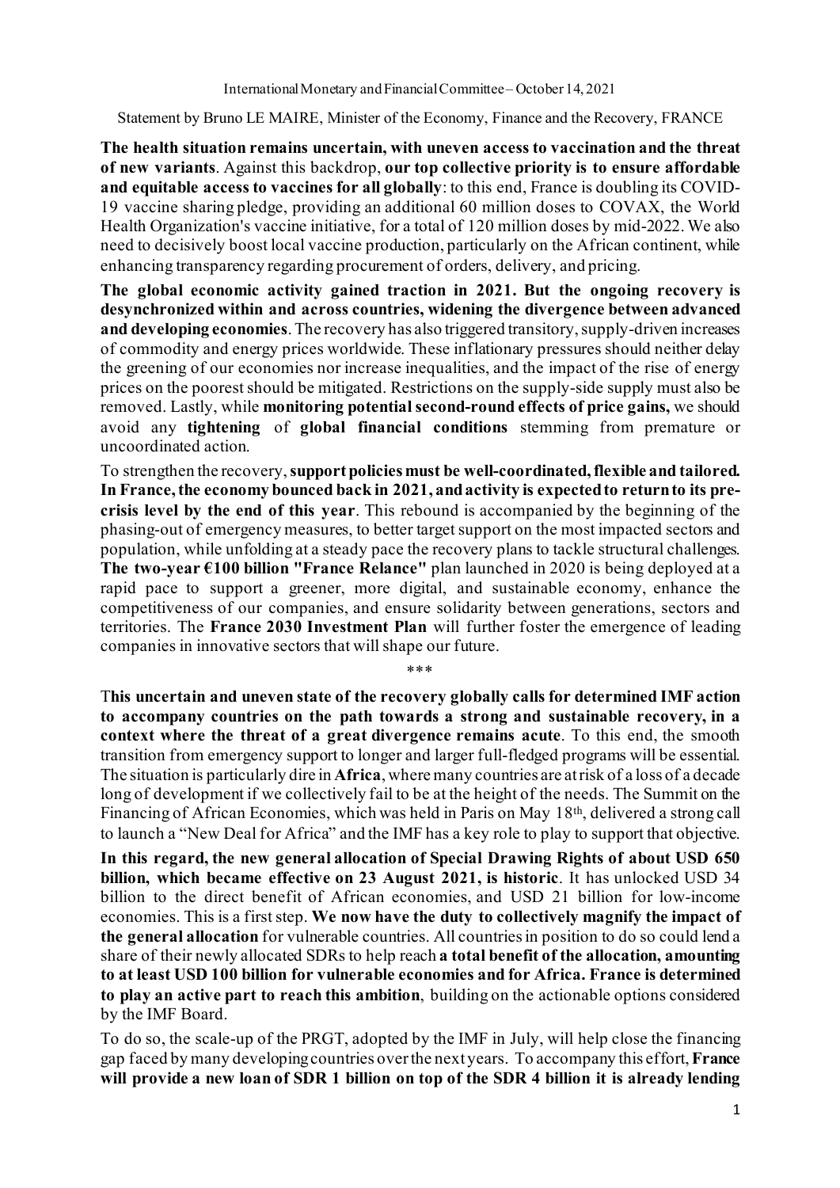International Monetary and Financial Committee – October 14, 2021

Statement by Bruno LE MAIRE, Minister of the Economy, Finance and the Recovery, FRANCE

**The health situation remains uncertain, with uneven access to vaccination and the threat of new variants**. Against this backdrop, **our top collective priority is to ensure affordable and equitable access to vaccines for all globally**: to this end, France is doubling its COVID-19 vaccine sharing pledge, providing an additional 60 million doses to COVAX, the World Health Organization's vaccine initiative, for a total of 120 million doses by mid-2022. We also need to decisively boost local vaccine production, particularly on the African continent, while enhancing transparency regarding procurement of orders, delivery, and pricing.

**The global economic activity gained traction in 2021. But the ongoing recovery is desynchronized within and across countries, widening the divergence between advanced and developing economies**. The recovery has also triggered transitory, supply-driven increases of commodity and energy prices worldwide. These inflationary pressures should neither delay the greening of our economies nor increase inequalities, and the impact of the rise of energy prices on the poorest should be mitigated. Restrictions on the supply-side supply must also be removed. Lastly, while **monitoring potential second-round effects of price gains,** we should avoid any **tightening** of **global financial conditions** stemming from premature or uncoordinated action.

To strengthen the recovery, **support policies must be well-coordinated, flexible and tailored. In France, the economy bounced back in 2021, and activity is expected to return to its pre-crisis level by the end of this year**. This rebound is accompanied by the beginning of the phasing-out of emergency measures, to better target support on the most impacted sectors and population, while unfolding at a steady pace the recovery plans to tackle structural challenges. **The two-year €100 billion "France Relance"** plan launched in 2020 is being deployed at a rapid pace to support a greener, more digital, and sustainable economy, enhance the competitiveness of our companies, and ensure solidarity between generations, sectors and territories. The **France 2030 Investment Plan** will further foster the emergence of leading companies in innovative sectors that will shape our future.

\*\*\*

**This uncertain and uneven state of the recovery globally calls for determined IMF action to accompany countries on the path towards a strong and sustainable recovery, in a context where the threat of a great divergence remains acute**. To this end, the smooth transition from emergency support to longer and larger full-fledged programs will be essential. The situation is particularly dire in **Africa**, where many countries are at risk of a loss of a decade long of development if we collectively fail to be at the height of the needs. The Summit on the Financing of African Economies, which was held in Paris on May 18th, delivered a strong call to launch a "New Deal for Africa" and the IMF has a key role to play to support that objective.

**In this regard, the new general allocation of Special Drawing Rights of about USD 650 billion, which became effective on 23 August 2021, is historic**. It has unlocked USD 34 billion to the direct benefit of African economies, and USD 21 billion for low-income economies. This is a first step. **We now have the duty to collectively magnify the impact of the general allocation** for vulnerable countries. All countries in position to do so could lend a share of their newly allocated SDRs to help reach **a total benefit of the allocation, amounting to at least USD 100 billion for vulnerable economies and for Africa. France is determined to play an active part to reach this ambition**, building on the actionable options considered by the IMF Board.

To do so, the scale-up of the PRGT, adopted by the IMF in July, will help close the financing gap faced by many developing countries over the next years. To accompany this effort, **France will provide a new loan of SDR 1 billion on top of the SDR 4 billion it is already lending**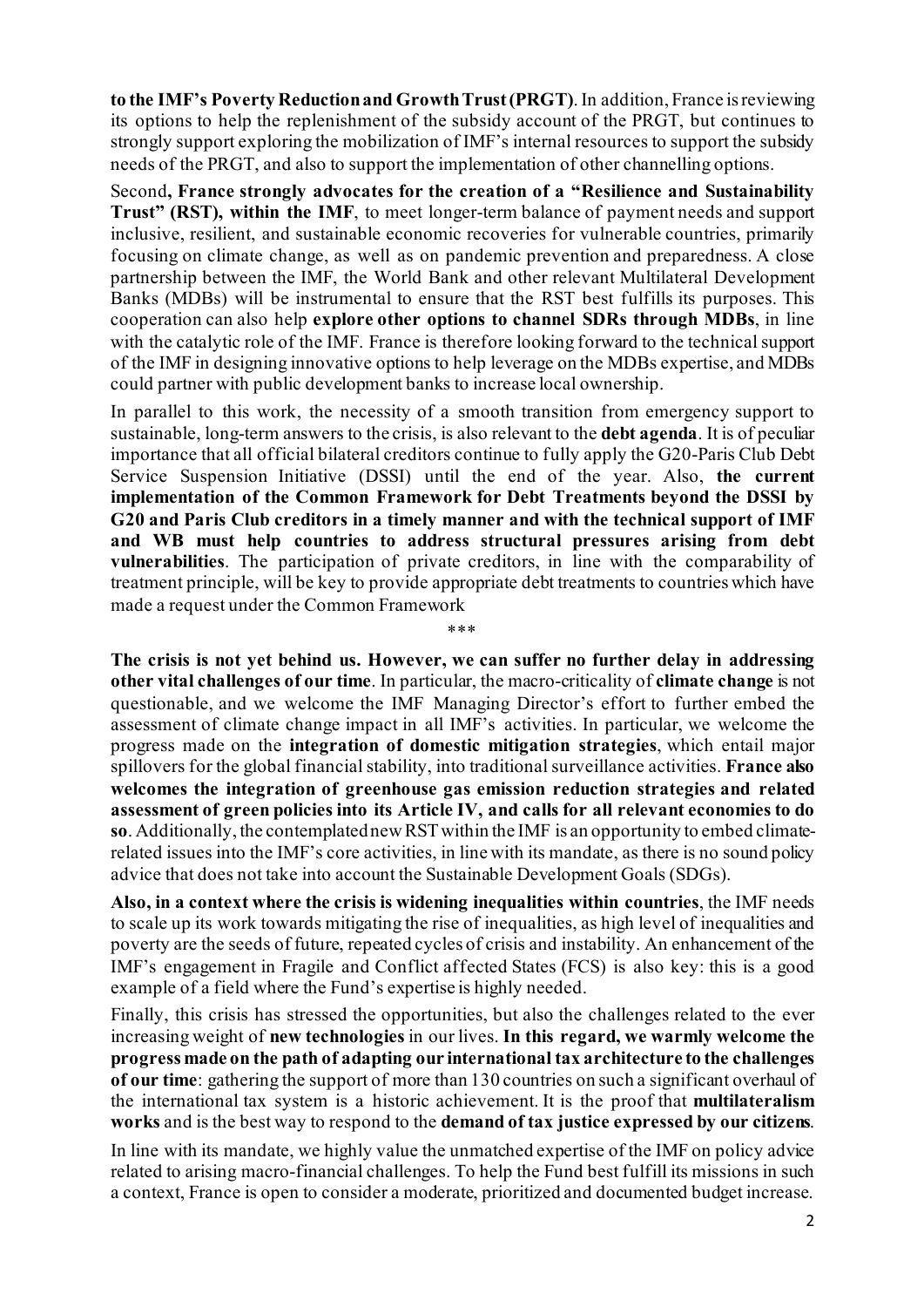**to the IMF's Poverty Reduction and Growth Trust (PRGT)**. In addition, France is reviewing its options to help the replenishment of the subsidy account of the PRGT, but continues to strongly support exploring the mobilization of IMF's internal resources to support the subsidy needs of the PRGT, and also to support the implementation of other channelling options.

Second**, France strongly advocates for the creation of a "Resilience and Sustainability Trust" (RST), within the IMF**, to meet longer-term balance of payment needs and support inclusive, resilient, and sustainable economic recoveries for vulnerable countries, primarily focusing on climate change, as well as on pandemic prevention and preparedness. A close partnership between the IMF, the World Bank and other relevant Multilateral Development Banks (MDBs) will be instrumental to ensure that the RST best fulfills its purposes. This cooperation can also help **explore other options to channel SDRs through MDBs**, in line with the catalytic role of the IMF. France is therefore looking forward to the technical support of the IMF in designing innovative options to help leverage on the MDBs expertise, and MDBs could partner with public development banks to increase local ownership.

In parallel to this work, the necessity of a smooth transition from emergency support to sustainable, long-term answers to the crisis, is also relevant to the **debt agenda**. It is of peculiar importance that all official bilateral creditors continue to fully apply the G20-Paris Club Debt Service Suspension Initiative (DSSI) until the end of the year. Also, **the current implementation of the Common Framework for Debt Treatments beyond the DSSI by G20 and Paris Club creditors in a timely manner and with the technical support of IMF and WB must help countries to address structural pressures arising from debt vulnerabilities**. The participation of private creditors, in line with the comparability of treatment principle, will be key to provide appropriate debt treatments to countries which have made a request under the Common Framework

***

**The crisis is not yet behind us. However, we can suffer no further delay in addressing other vital challenges of our time**. In particular, the macro-criticality of **climate change** is not questionable, and we welcome the IMF Managing Director's effort to further embed the assessment of climate change impact in all IMF's activities. In particular, we welcome the progress made on the **integration of domestic mitigation strategies**, which entail major spillovers for the global financial stability, into traditional surveillance activities. **France also welcomes the integration of greenhouse gas emission reduction strategies and related assessment of green policies into its Article IV, and calls for all relevant economies to do so**. Additionally, the contemplated new RST within the IMF is an opportunity to embed climate-related issues into the IMF's core activities, in line with its mandate, as there is no sound policy advice that does not take into account the Sustainable Development Goals (SDGs).

**Also, in a context where the crisis is widening inequalities within countries**, the IMF needs to scale up its work towards mitigating the rise of inequalities, as high level of inequalities and poverty are the seeds of future, repeated cycles of crisis and instability. An enhancement of the IMF's engagement in Fragile and Conflict affected States (FCS) is also key: this is a good example of a field where the Fund's expertise is highly needed.

Finally, this crisis has stressed the opportunities, but also the challenges related to the ever increasing weight of **new technologies** in our lives. **In this regard, we warmly welcome the progress made on the path of adapting our international tax architecture to the challenges of our time**: gathering the support of more than 130 countries on such a significant overhaul of the international tax system is a historic achievement. It is the proof that **multilateralism works** and is the best way to respond to the **demand of tax justice expressed by our citizens**.

In line with its mandate, we highly value the unmatched expertise of the IMF on policy advice related to arising macro-financial challenges. To help the Fund best fulfill its missions in such a context, France is open to consider a moderate, prioritized and documented budget increase.